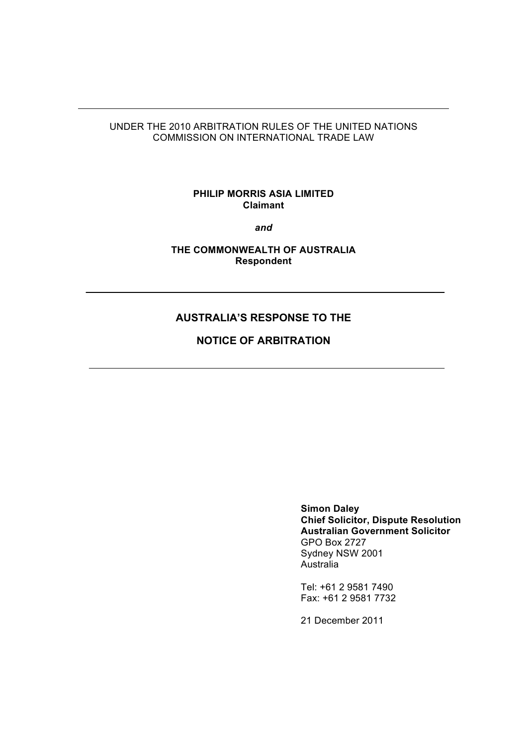UNDER THE 2010 ARBITRATION RULES OF THE UNITED NATIONS COMMISSION ON INTERNATIONAL TRADE LAW

**PHILIP MORRIS ASIA LIMITED**
**Claimant**

***and***

**THE COMMONWEALTH OF AUSTRALIA**
**Respondent**

---

# AUSTRALIA'S RESPONSE TO THE NOTICE OF ARBITRATION

---

**Simon Daley**
**Chief Solicitor, Dispute Resolution**
**Australian Government Solicitor**
GPO Box 2727
Sydney NSW 2001
Australia

Tel: +61 2 9581 7490
Fax: +61 2 9581 7732

21 December 2011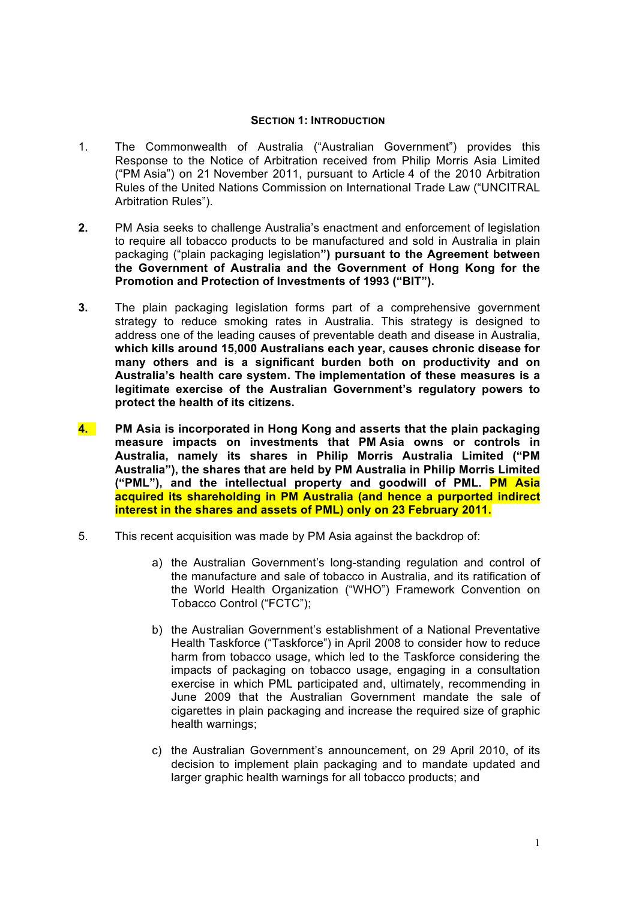## SECTION 1: INTRODUCTION

1. The Commonwealth of Australia ("Australian Government") provides this Response to the Notice of Arbitration received from Philip Morris Asia Limited ("PM Asia") on 21 November 2011, pursuant to Article 4 of the 2010 Arbitration Rules of the United Nations Commission on International Trade Law ("UNCITRAL Arbitration Rules").

2. PM Asia seeks to challenge Australia's enactment and enforcement of legislation to require all tobacco products to be manufactured and sold in Australia in plain packaging ("plain packaging legislation**") pursuant to the Agreement between the Government of Australia and the Government of Hong Kong for the Promotion and Protection of Investments of 1993 ("BIT").**

3. The plain packaging legislation forms part of a comprehensive government strategy to reduce smoking rates in Australia. This strategy is designed to address one of the leading causes of preventable death and disease in Australia, **which kills around 15,000 Australians each year, causes chronic disease for many others and is a significant burden both on productivity and on Australia's health care system. The implementation of these measures is a legitimate exercise of the Australian Government's regulatory powers to protect the health of its citizens.**

4. **PM Asia is incorporated in Hong Kong and asserts that the plain packaging measure impacts on investments that PM Asia owns or controls in Australia, namely its shares in Philip Morris Australia Limited ("PM Australia"), the shares that are held by PM Australia in Philip Morris Limited ("PML"), and the intellectual property and goodwill of PML. PM Asia acquired its shareholding in PM Australia (and hence a purported indirect interest in the shares and assets of PML) only on 23 February 2011.**

5. This recent acquisition was made by PM Asia against the backdrop of:

   a) the Australian Government's long-standing regulation and control of the manufacture and sale of tobacco in Australia, and its ratification of the World Health Organization ("WHO") Framework Convention on Tobacco Control ("FCTC");

   b) the Australian Government's establishment of a National Preventative Health Taskforce ("Taskforce") in April 2008 to consider how to reduce harm from tobacco usage, which led to the Taskforce considering the impacts of packaging on tobacco usage, engaging in a consultation exercise in which PML participated and, ultimately, recommending in June 2009 that the Australian Government mandate the sale of cigarettes in plain packaging and increase the required size of graphic health warnings;

   c) the Australian Government's announcement, on 29 April 2010, of its decision to implement plain packaging and to mandate updated and larger graphic health warnings for all tobacco products; and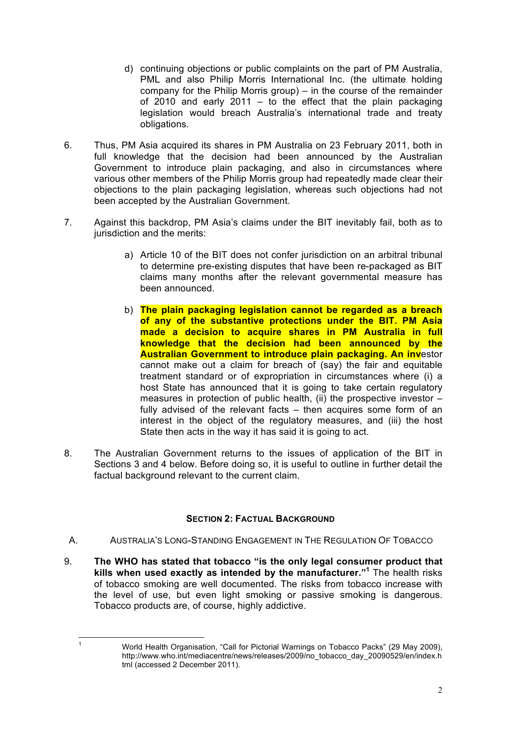d) continuing objections or public complaints on the part of PM Australia, PML and also Philip Morris International Inc. (the ultimate holding company for the Philip Morris group) – in the course of the remainder of 2010 and early 2011 – to the effect that the plain packaging legislation would breach Australia's international trade and treaty obligations.

6. Thus, PM Asia acquired its shares in PM Australia on 23 February 2011, both in full knowledge that the decision had been announced by the Australian Government to introduce plain packaging, and also in circumstances where various other members of the Philip Morris group had repeatedly made clear their objections to the plain packaging legislation, whereas such objections had not been accepted by the Australian Government.

7. Against this backdrop, PM Asia's claims under the BIT inevitably fail, both as to jurisdiction and the merits:

   a) Article 10 of the BIT does not confer jurisdiction on an arbitral tribunal to determine pre-existing disputes that have been re-packaged as BIT claims many months after the relevant governmental measure has been announced.

   b) **The plain packaging legislation cannot be regarded as a breach of any of the substantive protections under the BIT. PM Asia made a decision to acquire shares in PM Australia in full knowledge that the decision had been announced by the Australian Government to introduce plain packaging. An inv**estor cannot make out a claim for breach of (say) the fair and equitable treatment standard or of expropriation in circumstances where (i) a host State has announced that it is going to take certain regulatory measures in protection of public health, (ii) the prospective investor – fully advised of the relevant facts – then acquires some form of an interest in the object of the regulatory measures, and (iii) the host State then acts in the way it has said it is going to act.

8. The Australian Government returns to the issues of application of the BIT in Sections 3 and 4 below. Before doing so, it is useful to outline in further detail the factual background relevant to the current claim.

## SECTION 2: FACTUAL BACKGROUND

### A. AUSTRALIA'S LONG-STANDING ENGAGEMENT IN THE REGULATION OF TOBACCO

9. **The WHO has stated that tobacco "is the only legal consumer product that kills when used exactly as intended by the manufacturer."[1]** The health risks of tobacco smoking are well documented. The risks from tobacco increase with the level of use, but even light smoking or passive smoking is dangerous. Tobacco products are, of course, highly addictive.

---

[1] World Health Organisation, "Call for Pictorial Warnings on Tobacco Packs" (29 May 2009), http://www.who.int/mediacentre/news/releases/2009/no_tobacco_day_20090529/en/index.html (accessed 2 December 2011).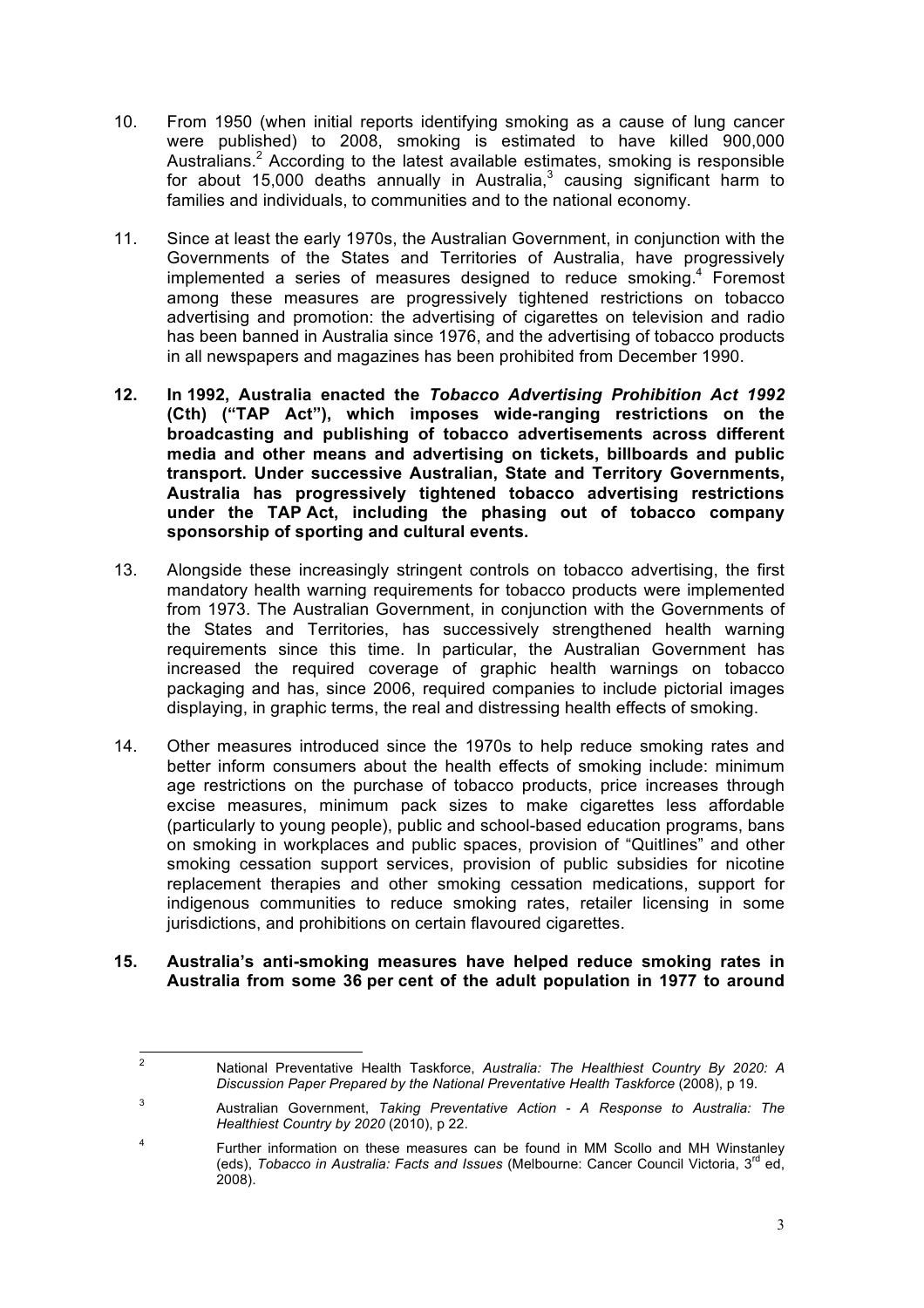10. From 1950 (when initial reports identifying smoking as a cause of lung cancer were published) to 2008, smoking is estimated to have killed 900,000 Australians.[2] According to the latest available estimates, smoking is responsible for about 15,000 deaths annually in Australia,[3] causing significant harm to families and individuals, to communities and to the national economy.

11. Since at least the early 1970s, the Australian Government, in conjunction with the Governments of the States and Territories of Australia, have progressively implemented a series of measures designed to reduce smoking.[4] Foremost among these measures are progressively tightened restrictions on tobacco advertising and promotion: the advertising of cigarettes on television and radio has been banned in Australia since 1976, and the advertising of tobacco products in all newspapers and magazines has been prohibited from December 1990.

**12. In 1992, Australia enacted the *Tobacco Advertising Prohibition Act 1992* (Cth) ("TAP Act"), which imposes wide-ranging restrictions on the broadcasting and publishing of tobacco advertisements across different media and other means and advertising on tickets, billboards and public transport. Under successive Australian, State and Territory Governments, Australia has progressively tightened tobacco advertising restrictions under the TAP Act, including the phasing out of tobacco company sponsorship of sporting and cultural events.**

13. Alongside these increasingly stringent controls on tobacco advertising, the first mandatory health warning requirements for tobacco products were implemented from 1973. The Australian Government, in conjunction with the Governments of the States and Territories, has successively strengthened health warning requirements since this time. In particular, the Australian Government has increased the required coverage of graphic health warnings on tobacco packaging and has, since 2006, required companies to include pictorial images displaying, in graphic terms, the real and distressing health effects of smoking.

14. Other measures introduced since the 1970s to help reduce smoking rates and better inform consumers about the health effects of smoking include: minimum age restrictions on the purchase of tobacco products, price increases through excise measures, minimum pack sizes to make cigarettes less affordable (particularly to young people), public and school-based education programs, bans on smoking in workplaces and public spaces, provision of "Quitlines" and other smoking cessation support services, provision of public subsidies for nicotine replacement therapies and other smoking cessation medications, support for indigenous communities to reduce smoking rates, retailer licensing in some jurisdictions, and prohibitions on certain flavoured cigarettes.

**15. Australia's anti-smoking measures have helped reduce smoking rates in Australia from some 36 per cent of the adult population in 1977 to around**

---

[2] National Preventative Health Taskforce, *Australia: The Healthiest Country By 2020: A Discussion Paper Prepared by the National Preventative Health Taskforce* (2008), p 19.

[3] Australian Government, *Taking Preventative Action - A Response to Australia: The Healthiest Country by 2020* (2010), p 22.

[4] Further information on these measures can be found in MM Scollo and MH Winstanley (eds), *Tobacco in Australia: Facts and Issues* (Melbourne: Cancer Council Victoria, 3rd ed, 2008).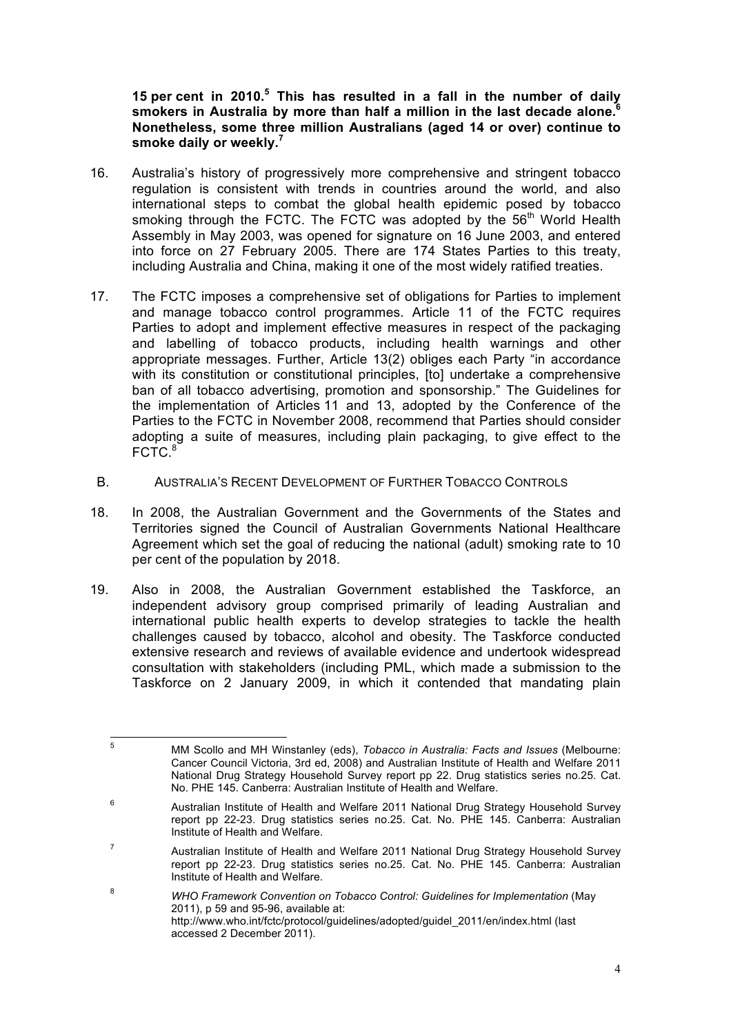**15 per cent in 2010.[5] This has resulted in a fall in the number of daily smokers in Australia by more than half a million in the last decade alone.[6] Nonetheless, some three million Australians (aged 14 or over) continue to smoke daily or weekly.[7]**

16. Australia's history of progressively more comprehensive and stringent tobacco regulation is consistent with trends in countries around the world, and also international steps to combat the global health epidemic posed by tobacco smoking through the FCTC. The FCTC was adopted by the 56th World Health Assembly in May 2003, was opened for signature on 16 June 2003, and entered into force on 27 February 2005. There are 174 States Parties to this treaty, including Australia and China, making it one of the most widely ratified treaties.

17. The FCTC imposes a comprehensive set of obligations for Parties to implement and manage tobacco control programmes. Article 11 of the FCTC requires Parties to adopt and implement effective measures in respect of the packaging and labelling of tobacco products, including health warnings and other appropriate messages. Further, Article 13(2) obliges each Party "in accordance with its constitution or constitutional principles, [to] undertake a comprehensive ban of all tobacco advertising, promotion and sponsorship." The Guidelines for the implementation of Articles 11 and 13, adopted by the Conference of the Parties to the FCTC in November 2008, recommend that Parties should consider adopting a suite of measures, including plain packaging, to give effect to the FCTC.[8]

## B. AUSTRALIA'S RECENT DEVELOPMENT OF FURTHER TOBACCO CONTROLS

18. In 2008, the Australian Government and the Governments of the States and Territories signed the Council of Australian Governments National Healthcare Agreement which set the goal of reducing the national (adult) smoking rate to 10 per cent of the population by 2018.

19. Also in 2008, the Australian Government established the Taskforce, an independent advisory group comprised primarily of leading Australian and international public health experts to develop strategies to tackle the health challenges caused by tobacco, alcohol and obesity. The Taskforce conducted extensive research and reviews of available evidence and undertook widespread consultation with stakeholders (including PML, which made a submission to the Taskforce on 2 January 2009, in which it contended that mandating plain

---

[5] MM Scollo and MH Winstanley (eds), *Tobacco in Australia: Facts and Issues* (Melbourne: Cancer Council Victoria, 3rd ed, 2008) and Australian Institute of Health and Welfare 2011 National Drug Strategy Household Survey report pp 22. Drug statistics series no.25. Cat. No. PHE 145. Canberra: Australian Institute of Health and Welfare.

[6] Australian Institute of Health and Welfare 2011 National Drug Strategy Household Survey report pp 22-23. Drug statistics series no.25. Cat. No. PHE 145. Canberra: Australian Institute of Health and Welfare.

[7] Australian Institute of Health and Welfare 2011 National Drug Strategy Household Survey report pp 22-23. Drug statistics series no.25. Cat. No. PHE 145. Canberra: Australian Institute of Health and Welfare.

[8] *WHO Framework Convention on Tobacco Control: Guidelines for Implementation* (May 2011), p 59 and 95-96, available at: http://www.who.int/fctc/protocol/guidelines/adopted/guidel_2011/en/index.html (last accessed 2 December 2011).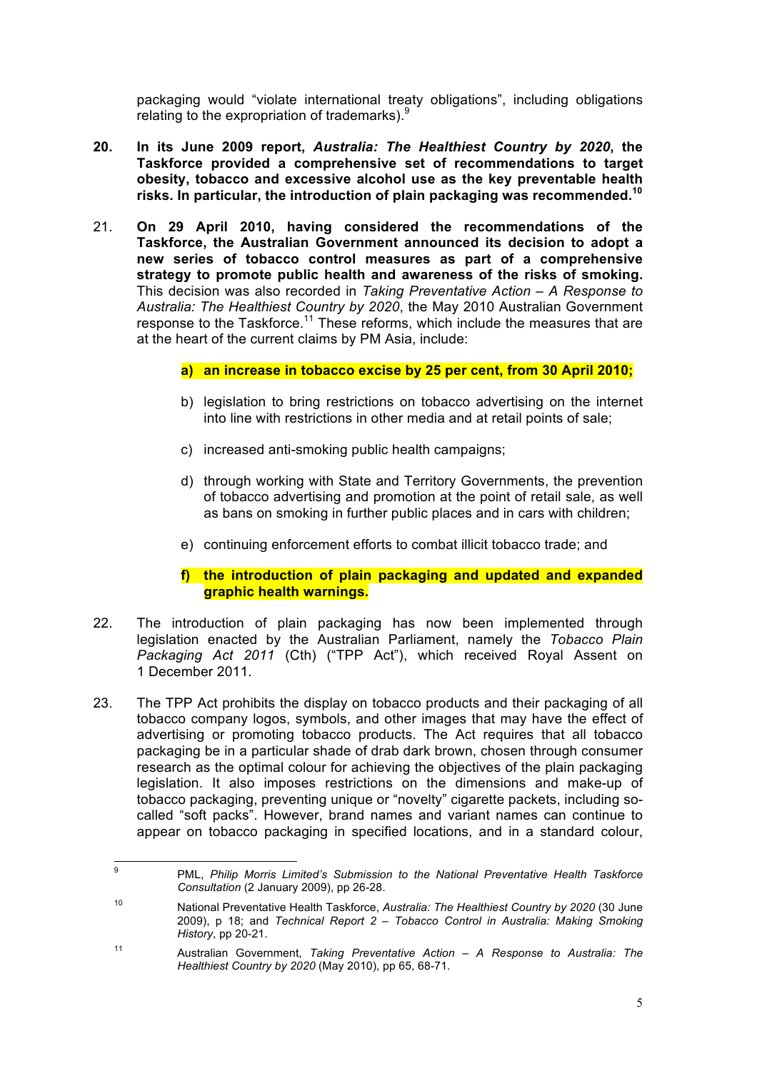packaging would "violate international treaty obligations", including obligations relating to the expropriation of trademarks).[9]

20. **In its June 2009 report, *Australia: The Healthiest Country by 2020*, the Taskforce provided a comprehensive set of recommendations to target obesity, tobacco and excessive alcohol use as the key preventable health risks. In particular, the introduction of plain packaging was recommended.[10]**

21. **On 29 April 2010, having considered the recommendations of the Taskforce, the Australian Government announced its decision to adopt a new series of tobacco control measures as part of a comprehensive strategy to promote public health and awareness of the risks of smoking.** This decision was also recorded in *Taking Preventative Action – A Response to Australia: The Healthiest Country by 2020*, the May 2010 Australian Government response to the Taskforce.[11] These reforms, which include the measures that are at the heart of the current claims by PM Asia, include:

    a) **an increase in tobacco excise by 25 per cent, from 30 April 2010;**

    b) legislation to bring restrictions on tobacco advertising on the internet into line with restrictions in other media and at retail points of sale;

    c) increased anti-smoking public health campaigns;

    d) through working with State and Territory Governments, the prevention of tobacco advertising and promotion at the point of retail sale, as well as bans on smoking in further public places and in cars with children;

    e) continuing enforcement efforts to combat illicit tobacco trade; and

    f) **the introduction of plain packaging and updated and expanded graphic health warnings.**

22. The introduction of plain packaging has now been implemented through legislation enacted by the Australian Parliament, namely the *Tobacco Plain Packaging Act 2011* (Cth) ("TPP Act"), which received Royal Assent on 1 December 2011.

23. The TPP Act prohibits the display on tobacco products and their packaging of all tobacco company logos, symbols, and other images that may have the effect of advertising or promoting tobacco products. The Act requires that all tobacco packaging be in a particular shade of drab dark brown, chosen through consumer research as the optimal colour for achieving the objectives of the plain packaging legislation. It also imposes restrictions on the dimensions and make-up of tobacco packaging, preventing unique or "novelty" cigarette packets, including so-called "soft packs". However, brand names and variant names can continue to appear on tobacco packaging in specified locations, and in a standard colour,

---

[9] PML, *Philip Morris Limited's Submission to the National Preventative Health Taskforce Consultation* (2 January 2009), pp 26-28.

[10] National Preventative Health Taskforce, *Australia: The Healthiest Country by 2020* (30 June 2009), p 18; and *Technical Report 2 – Tobacco Control in Australia: Making Smoking History*, pp 20-21.

[11] Australian Government, *Taking Preventative Action – A Response to Australia: The Healthiest Country by 2020* (May 2010), pp 65, 68-71.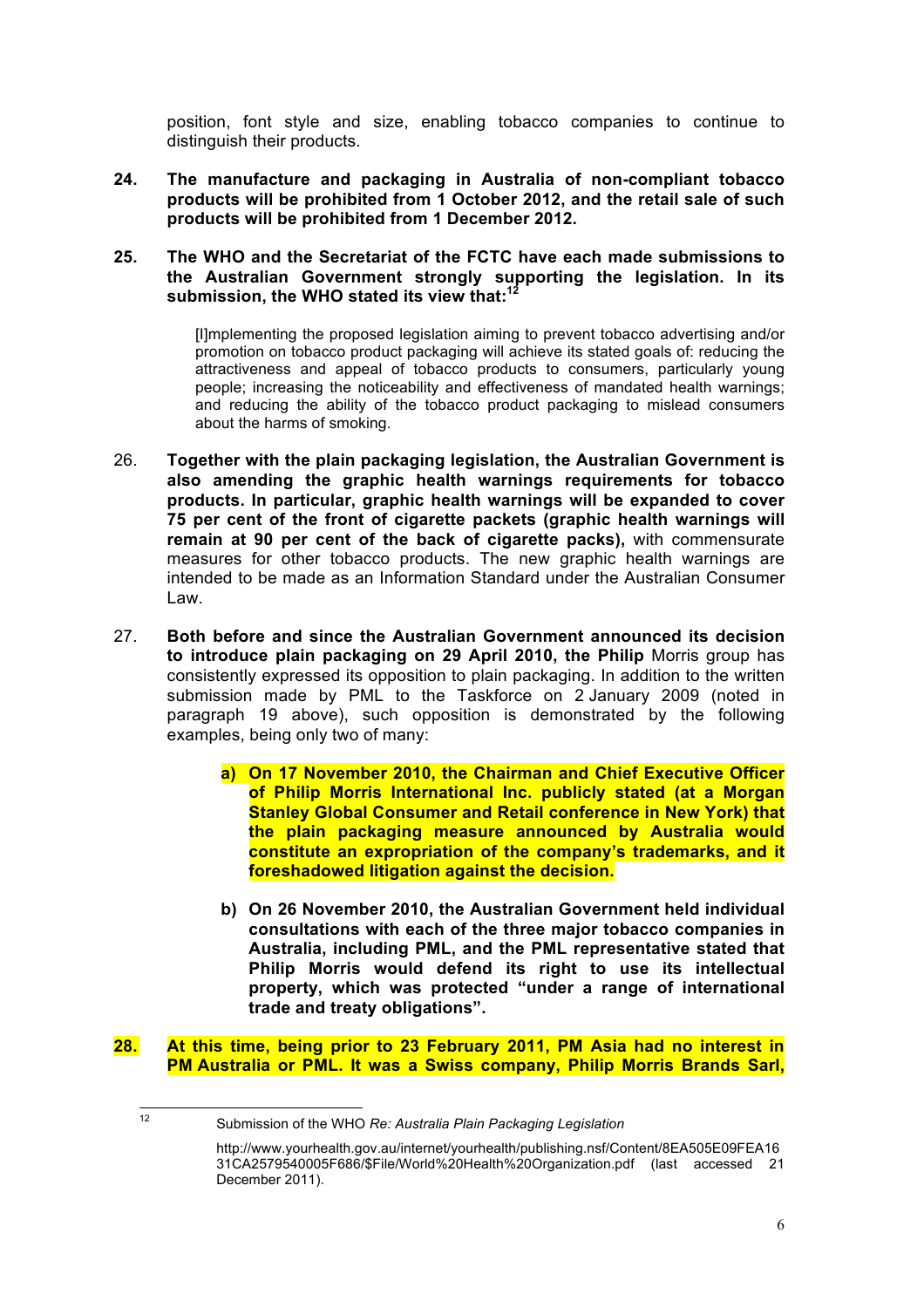position, font style and size, enabling tobacco companies to continue to distinguish their products.

24. **The manufacture and packaging in Australia of non-compliant tobacco products will be prohibited from 1 October 2012, and the retail sale of such products will be prohibited from 1 December 2012.**

25. **The WHO and the Secretariat of the FCTC have each made submissions to the Australian Government strongly supporting the legislation. In its submission, the WHO stated its view that:**[12]

> [I]mplementing the proposed legislation aiming to prevent tobacco advertising and/or promotion on tobacco product packaging will achieve its stated goals of: reducing the attractiveness and appeal of tobacco products to consumers, particularly young people; increasing the noticeability and effectiveness of mandated health warnings; and reducing the ability of the tobacco product packaging to mislead consumers about the harms of smoking.

26. **Together with the plain packaging legislation, the Australian Government is also amending the graphic health warnings requirements for tobacco products. In particular, graphic health warnings will be expanded to cover 75 per cent of the front of cigarette packets (graphic health warnings will remain at 90 per cent of the back of cigarette packs),** with commensurate measures for other tobacco products. The new graphic health warnings are intended to be made as an Information Standard under the Australian Consumer Law.

27. **Both before and since the Australian Government announced its decision to introduce plain packaging on 29 April 2010, the Philip** Morris group has consistently expressed its opposition to plain packaging. In addition to the written submission made by PML to the Taskforce on 2 January 2009 (noted in paragraph 19 above), such opposition is demonstrated by the following examples, being only two of many:

    a) **On 17 November 2010, the Chairman and Chief Executive Officer of Philip Morris International Inc. publicly stated (at a Morgan Stanley Global Consumer and Retail conference in New York) that the plain packaging measure announced by Australia would constitute an expropriation of the company's trademarks, and it foreshadowed litigation against the decision.**

    b) **On 26 November 2010, the Australian Government held individual consultations with each of the three major tobacco companies in Australia, including PML, and the PML representative stated that Philip Morris would defend its right to use its intellectual property, which was protected "under a range of international trade and treaty obligations".**

28. **At this time, being prior to 23 February 2011, PM Asia had no interest in PM Australia or PML. It was a Swiss company, Philip Morris Brands Sarl,**

---

[12] Submission of the WHO *Re: Australia Plain Packaging Legislation*

http://www.yourhealth.gov.au/internet/yourhealth/publishing.nsf/Content/8EA505E09FEA1631CA2579540005F686/$File/World%20Health%20Organization.pdf (last accessed 21 December 2011).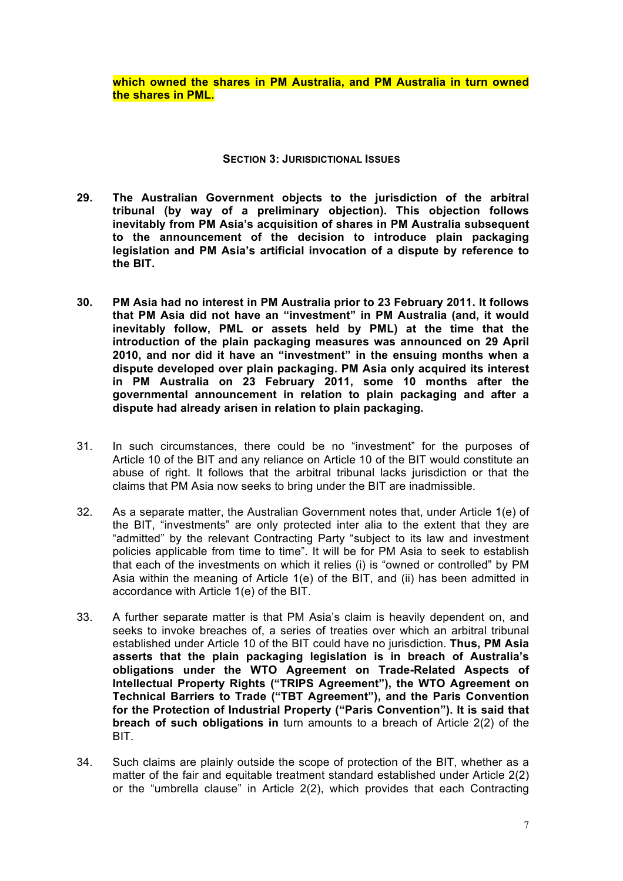**which owned the shares in PM Australia, and PM Australia in turn owned the shares in PML.**

## SECTION 3: JURISDICTIONAL ISSUES

29. **The Australian Government objects to the jurisdiction of the arbitral tribunal (by way of a preliminary objection). This objection follows inevitably from PM Asia's acquisition of shares in PM Australia subsequent to the announcement of the decision to introduce plain packaging legislation and PM Asia's artificial invocation of a dispute by reference to the BIT.**

30. **PM Asia had no interest in PM Australia prior to 23 February 2011. It follows that PM Asia did not have an "investment" in PM Australia (and, it would inevitably follow, PML or assets held by PML) at the time that the introduction of the plain packaging measures was announced on 29 April 2010, and nor did it have an "investment" in the ensuing months when a dispute developed over plain packaging. PM Asia only acquired its interest in PM Australia on 23 February 2011, some 10 months after the governmental announcement in relation to plain packaging and after a dispute had already arisen in relation to plain packaging.**

31. In such circumstances, there could be no "investment" for the purposes of Article 10 of the BIT and any reliance on Article 10 of the BIT would constitute an abuse of right. It follows that the arbitral tribunal lacks jurisdiction or that the claims that PM Asia now seeks to bring under the BIT are inadmissible.

32. As a separate matter, the Australian Government notes that, under Article 1(e) of the BIT, "investments" are only protected inter alia to the extent that they are "admitted" by the relevant Contracting Party "subject to its law and investment policies applicable from time to time". It will be for PM Asia to seek to establish that each of the investments on which it relies (i) is "owned or controlled" by PM Asia within the meaning of Article 1(e) of the BIT, and (ii) has been admitted in accordance with Article 1(e) of the BIT.

33. A further separate matter is that PM Asia's claim is heavily dependent on, and seeks to invoke breaches of, a series of treaties over which an arbitral tribunal established under Article 10 of the BIT could have no jurisdiction. **Thus, PM Asia asserts that the plain packaging legislation is in breach of Australia's obligations under the WTO Agreement on Trade-Related Aspects of Intellectual Property Rights ("TRIPS Agreement"), the WTO Agreement on Technical Barriers to Trade ("TBT Agreement"), and the Paris Convention for the Protection of Industrial Property ("Paris Convention"). It is said that breach of such obligations in** turn amounts to a breach of Article 2(2) of the BIT.

34. Such claims are plainly outside the scope of protection of the BIT, whether as a matter of the fair and equitable treatment standard established under Article 2(2) or the "umbrella clause" in Article 2(2), which provides that each Contracting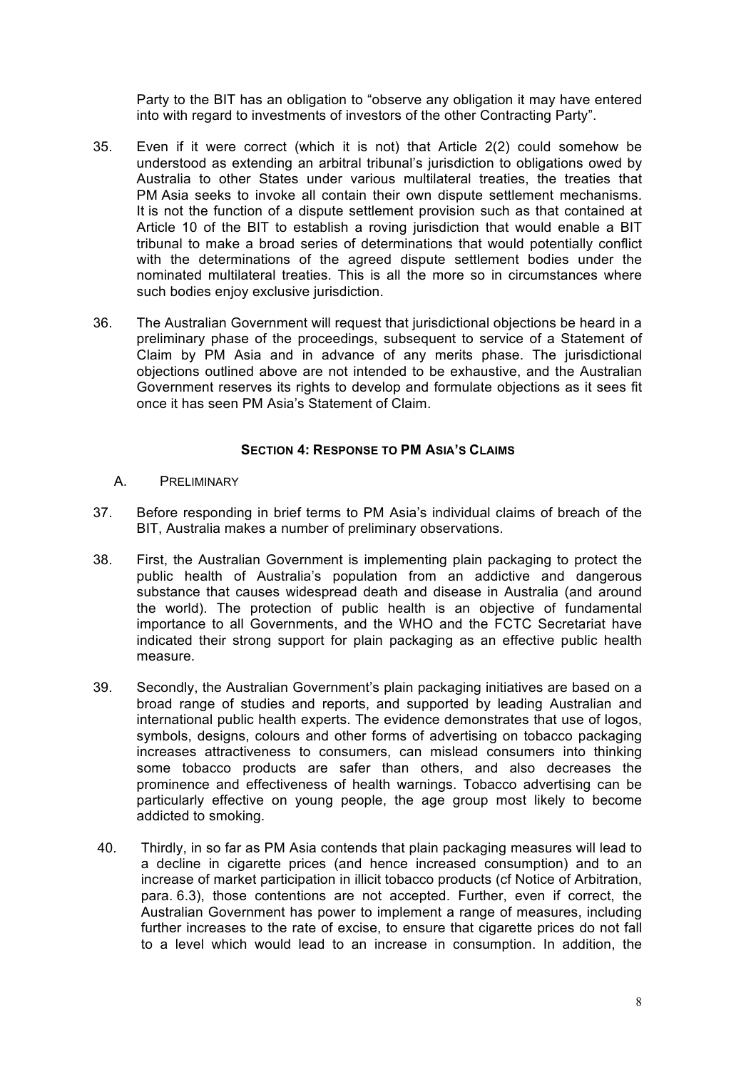Party to the BIT has an obligation to "observe any obligation it may have entered into with regard to investments of investors of the other Contracting Party".

35. Even if it were correct (which it is not) that Article 2(2) could somehow be understood as extending an arbitral tribunal's jurisdiction to obligations owed by Australia to other States under various multilateral treaties, the treaties that PM Asia seeks to invoke all contain their own dispute settlement mechanisms. It is not the function of a dispute settlement provision such as that contained at Article 10 of the BIT to establish a roving jurisdiction that would enable a BIT tribunal to make a broad series of determinations that would potentially conflict with the determinations of the agreed dispute settlement bodies under the nominated multilateral treaties. This is all the more so in circumstances where such bodies enjoy exclusive jurisdiction.

36. The Australian Government will request that jurisdictional objections be heard in a preliminary phase of the proceedings, subsequent to service of a Statement of Claim by PM Asia and in advance of any merits phase. The jurisdictional objections outlined above are not intended to be exhaustive, and the Australian Government reserves its rights to develop and formulate objections as it sees fit once it has seen PM Asia's Statement of Claim.

## SECTION 4: RESPONSE TO PM ASIA'S CLAIMS

### A. PRELIMINARY

37. Before responding in brief terms to PM Asia's individual claims of breach of the BIT, Australia makes a number of preliminary observations.

38. First, the Australian Government is implementing plain packaging to protect the public health of Australia's population from an addictive and dangerous substance that causes widespread death and disease in Australia (and around the world). The protection of public health is an objective of fundamental importance to all Governments, and the WHO and the FCTC Secretariat have indicated their strong support for plain packaging as an effective public health measure.

39. Secondly, the Australian Government's plain packaging initiatives are based on a broad range of studies and reports, and supported by leading Australian and international public health experts. The evidence demonstrates that use of logos, symbols, designs, colours and other forms of advertising on tobacco packaging increases attractiveness to consumers, can mislead consumers into thinking some tobacco products are safer than others, and also decreases the prominence and effectiveness of health warnings. Tobacco advertising can be particularly effective on young people, the age group most likely to become addicted to smoking.

40. Thirdly, in so far as PM Asia contends that plain packaging measures will lead to a decline in cigarette prices (and hence increased consumption) and to an increase of market participation in illicit tobacco products (cf Notice of Arbitration, para. 6.3), those contentions are not accepted. Further, even if correct, the Australian Government has power to implement a range of measures, including further increases to the rate of excise, to ensure that cigarette prices do not fall to a level which would lead to an increase in consumption. In addition, the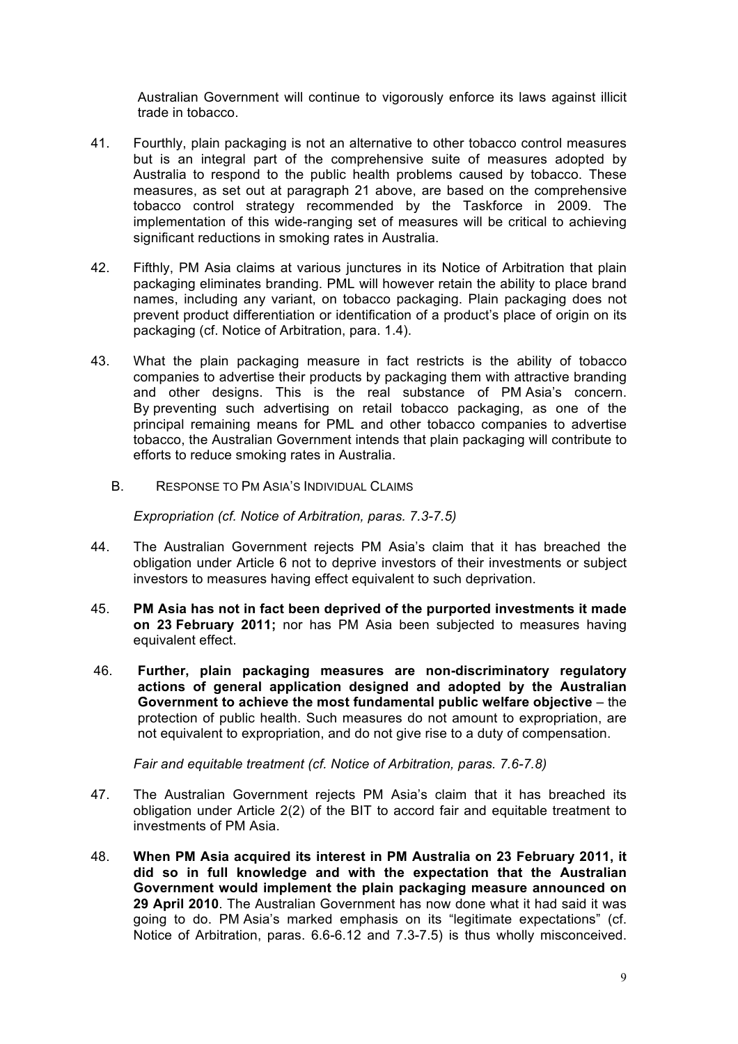Australian Government will continue to vigorously enforce its laws against illicit trade in tobacco.

41. Fourthly, plain packaging is not an alternative to other tobacco control measures but is an integral part of the comprehensive suite of measures adopted by Australia to respond to the public health problems caused by tobacco. These measures, as set out at paragraph 21 above, are based on the comprehensive tobacco control strategy recommended by the Taskforce in 2009. The implementation of this wide-ranging set of measures will be critical to achieving significant reductions in smoking rates in Australia.

42. Fifthly, PM Asia claims at various junctures in its Notice of Arbitration that plain packaging eliminates branding. PML will however retain the ability to place brand names, including any variant, on tobacco packaging. Plain packaging does not prevent product differentiation or identification of a product's place of origin on its packaging (cf. Notice of Arbitration, para. 1.4).

43. What the plain packaging measure in fact restricts is the ability of tobacco companies to advertise their products by packaging them with attractive branding and other designs. This is the real substance of PM Asia's concern. By preventing such advertising on retail tobacco packaging, as one of the principal remaining means for PML and other tobacco companies to advertise tobacco, the Australian Government intends that plain packaging will contribute to efforts to reduce smoking rates in Australia.

### B. Response to PM Asia's Individual Claims

*Expropriation (cf. Notice of Arbitration, paras. 7.3-7.5)*

44. The Australian Government rejects PM Asia's claim that it has breached the obligation under Article 6 not to deprive investors of their investments or subject investors to measures having effect equivalent to such deprivation.

45. **PM Asia has not in fact been deprived of the purported investments it made on 23 February 2011;** nor has PM Asia been subjected to measures having equivalent effect.

46. **Further, plain packaging measures are non-discriminatory regulatory actions of general application designed and adopted by the Australian Government to achieve the most fundamental public welfare objective** – the protection of public health. Such measures do not amount to expropriation, are not equivalent to expropriation, and do not give rise to a duty of compensation.

*Fair and equitable treatment (cf. Notice of Arbitration, paras. 7.6-7.8)*

47. The Australian Government rejects PM Asia's claim that it has breached its obligation under Article 2(2) of the BIT to accord fair and equitable treatment to investments of PM Asia.

48. **When PM Asia acquired its interest in PM Australia on 23 February 2011, it did so in full knowledge and with the expectation that the Australian Government would implement the plain packaging measure announced on 29 April 2010**. The Australian Government has now done what it had said it was going to do. PM Asia's marked emphasis on its "legitimate expectations" (cf. Notice of Arbitration, paras. 6.6-6.12 and 7.3-7.5) is thus wholly misconceived.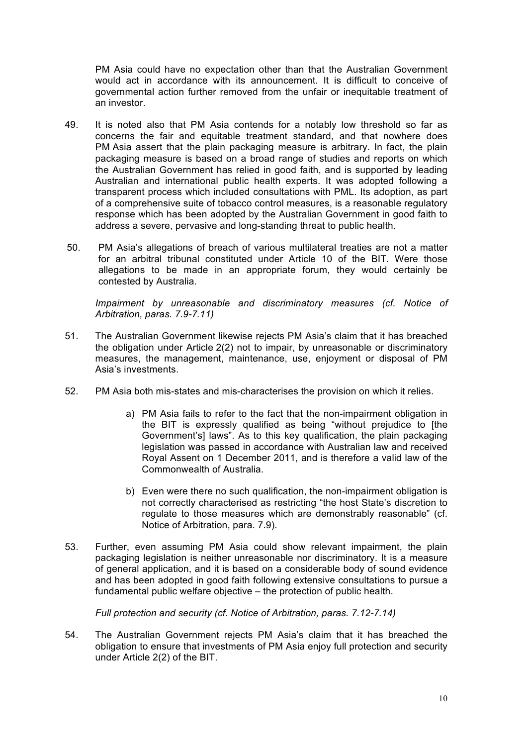PM Asia could have no expectation other than that the Australian Government would act in accordance with its announcement. It is difficult to conceive of governmental action further removed from the unfair or inequitable treatment of an investor.

49. It is noted also that PM Asia contends for a notably low threshold so far as concerns the fair and equitable treatment standard, and that nowhere does PM Asia assert that the plain packaging measure is arbitrary. In fact, the plain packaging measure is based on a broad range of studies and reports on which the Australian Government has relied in good faith, and is supported by leading Australian and international public health experts. It was adopted following a transparent process which included consultations with PML. Its adoption, as part of a comprehensive suite of tobacco control measures, is a reasonable regulatory response which has been adopted by the Australian Government in good faith to address a severe, pervasive and long-standing threat to public health.

50. PM Asia's allegations of breach of various multilateral treaties are not a matter for an arbitral tribunal constituted under Article 10 of the BIT. Were those allegations to be made in an appropriate forum, they would certainly be contested by Australia.

*Impairment by unreasonable and discriminatory measures (cf. Notice of Arbitration, paras. 7.9-7.11)*

51. The Australian Government likewise rejects PM Asia's claim that it has breached the obligation under Article 2(2) not to impair, by unreasonable or discriminatory measures, the management, maintenance, use, enjoyment or disposal of PM Asia's investments.

52. PM Asia both mis-states and mis-characterises the provision on which it relies.

   a) PM Asia fails to refer to the fact that the non-impairment obligation in the BIT is expressly qualified as being "without prejudice to [the Government's] laws". As to this key qualification, the plain packaging legislation was passed in accordance with Australian law and received Royal Assent on 1 December 2011, and is therefore a valid law of the Commonwealth of Australia.

   b) Even were there no such qualification, the non-impairment obligation is not correctly characterised as restricting "the host State's discretion to regulate to those measures which are demonstrably reasonable" (cf. Notice of Arbitration, para. 7.9).

53. Further, even assuming PM Asia could show relevant impairment, the plain packaging legislation is neither unreasonable nor discriminatory. It is a measure of general application, and it is based on a considerable body of sound evidence and has been adopted in good faith following extensive consultations to pursue a fundamental public welfare objective – the protection of public health.

*Full protection and security (cf. Notice of Arbitration, paras. 7.12-7.14)*

54. The Australian Government rejects PM Asia's claim that it has breached the obligation to ensure that investments of PM Asia enjoy full protection and security under Article 2(2) of the BIT.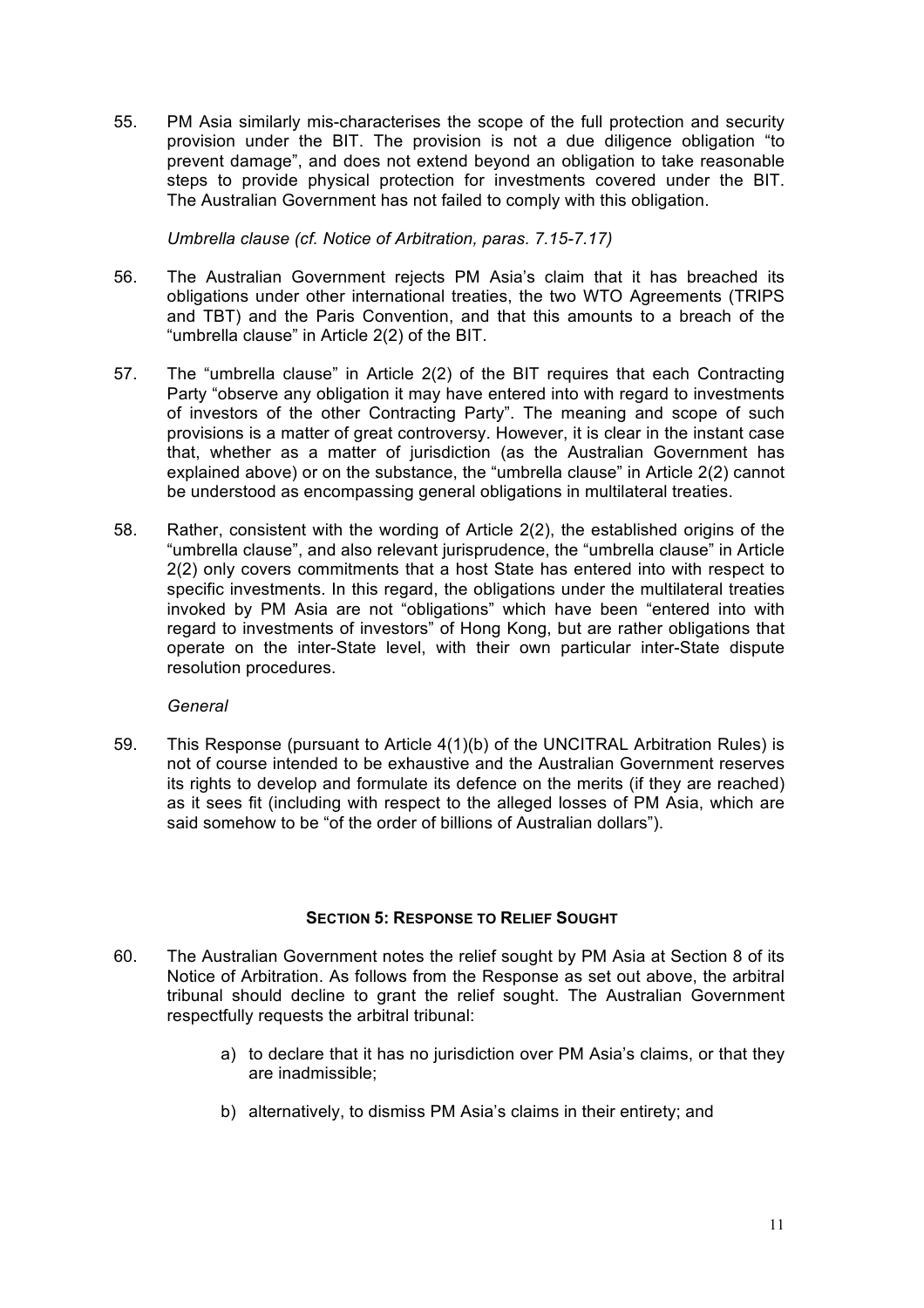55. PM Asia similarly mis-characterises the scope of the full protection and security provision under the BIT. The provision is not a due diligence obligation "to prevent damage", and does not extend beyond an obligation to take reasonable steps to provide physical protection for investments covered under the BIT. The Australian Government has not failed to comply with this obligation.

*Umbrella clause (cf. Notice of Arbitration, paras. 7.15-7.17)*

56. The Australian Government rejects PM Asia's claim that it has breached its obligations under other international treaties, the two WTO Agreements (TRIPS and TBT) and the Paris Convention, and that this amounts to a breach of the "umbrella clause" in Article 2(2) of the BIT.

57. The "umbrella clause" in Article 2(2) of the BIT requires that each Contracting Party "observe any obligation it may have entered into with regard to investments of investors of the other Contracting Party". The meaning and scope of such provisions is a matter of great controversy. However, it is clear in the instant case that, whether as a matter of jurisdiction (as the Australian Government has explained above) or on the substance, the "umbrella clause" in Article 2(2) cannot be understood as encompassing general obligations in multilateral treaties.

58. Rather, consistent with the wording of Article 2(2), the established origins of the "umbrella clause", and also relevant jurisprudence, the "umbrella clause" in Article 2(2) only covers commitments that a host State has entered into with respect to specific investments. In this regard, the obligations under the multilateral treaties invoked by PM Asia are not "obligations" which have been "entered into with regard to investments of investors" of Hong Kong, but are rather obligations that operate on the inter-State level, with their own particular inter-State dispute resolution procedures.

*General*

59. This Response (pursuant to Article 4(1)(b) of the UNCITRAL Arbitration Rules) is not of course intended to be exhaustive and the Australian Government reserves its rights to develop and formulate its defence on the merits (if they are reached) as it sees fit (including with respect to the alleged losses of PM Asia, which are said somehow to be "of the order of billions of Australian dollars").

## SECTION 5: RESPONSE TO RELIEF SOUGHT

60. The Australian Government notes the relief sought by PM Asia at Section 8 of its Notice of Arbitration. As follows from the Response as set out above, the arbitral tribunal should decline to grant the relief sought. The Australian Government respectfully requests the arbitral tribunal:

    a) to declare that it has no jurisdiction over PM Asia's claims, or that they are inadmissible;

    b) alternatively, to dismiss PM Asia's claims in their entirety; and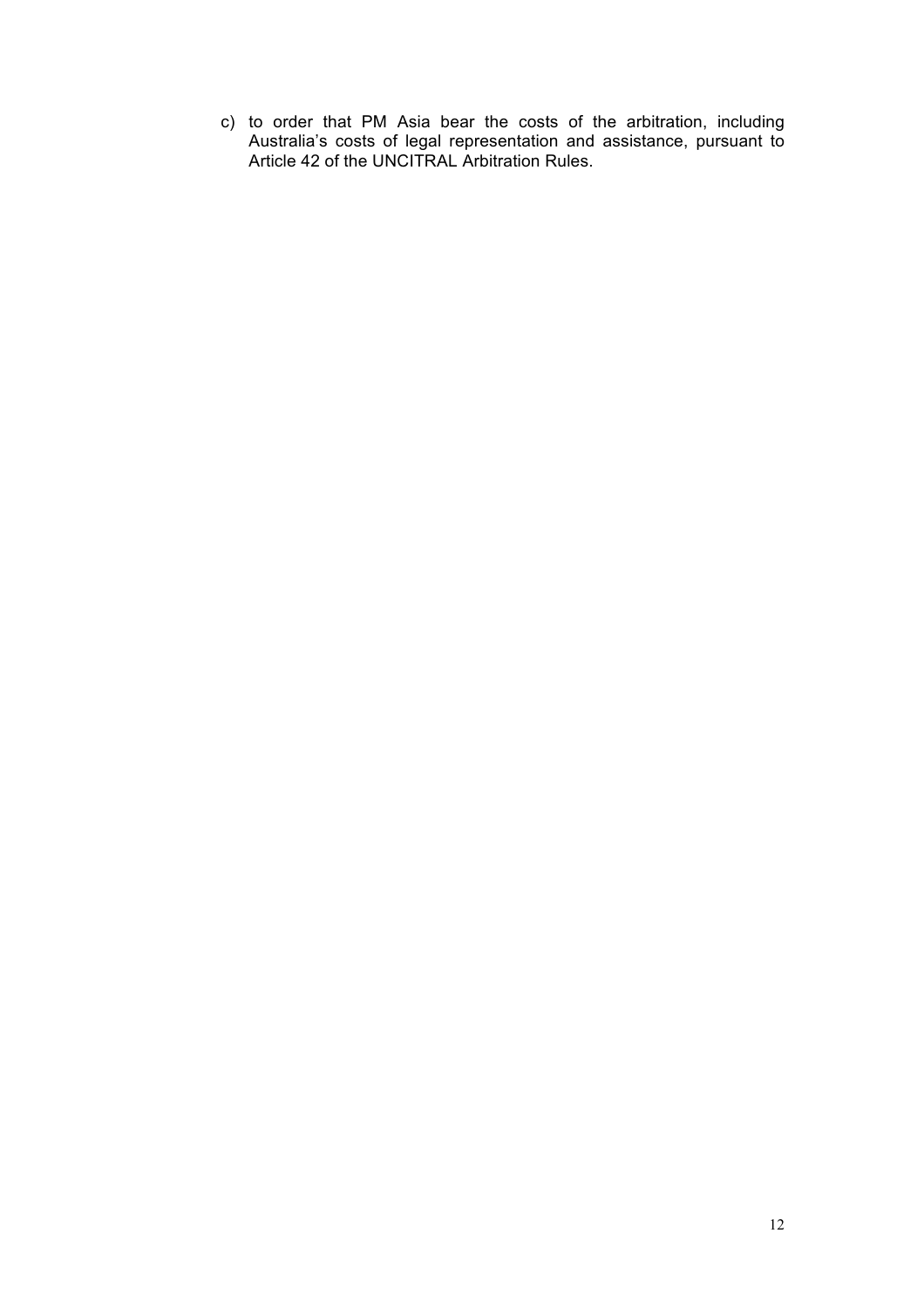c) to order that PM Asia bear the costs of the arbitration, including Australia's costs of legal representation and assistance, pursuant to Article 42 of the UNCITRAL Arbitration Rules.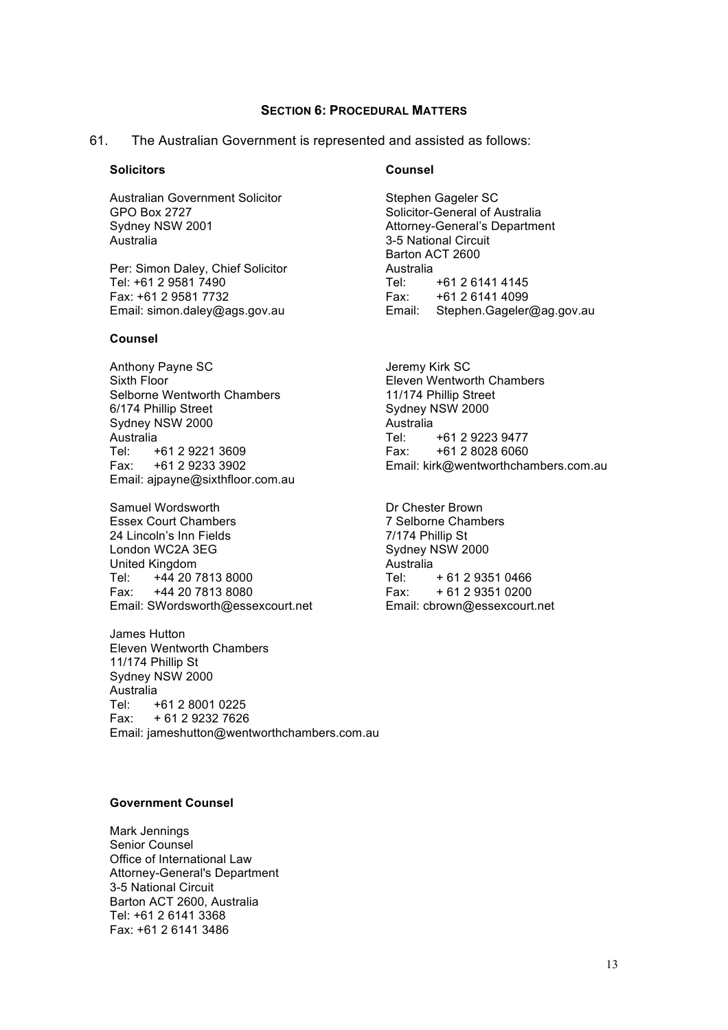### SECTION 6: PROCEDURAL MATTERS

61. The Australian Government is represented and assisted as follows:

**Solicitors**

Australian Government Solicitor
GPO Box 2727
Sydney NSW 2001
Australia

Per: Simon Daley, Chief Solicitor
Tel: +61 2 9581 7490
Fax: +61 2 9581 7732
Email: simon.daley@ags.gov.au

**Counsel**

Stephen Gageler SC
Solicitor-General of Australia
Attorney-General's Department
3-5 National Circuit
Barton ACT 2600
Australia
Tel: +61 2 6141 4145
Fax: +61 2 6141 4099
Email: Stephen.Gageler@ag.gov.au

**Counsel**

Anthony Payne SC
Sixth Floor
Selborne Wentworth Chambers
6/174 Phillip Street
Sydney NSW 2000
Australia
Tel: +61 2 9221 3609
Fax: +61 2 9233 3902
Email: ajpayne@sixthfloor.com.au

Jeremy Kirk SC
Eleven Wentworth Chambers
11/174 Phillip Street
Sydney NSW 2000
Australia
Tel: +61 2 9223 9477
Fax: +61 2 8028 6060
Email: kirk@wentworthchambers.com.au

Samuel Wordsworth
Essex Court Chambers
24 Lincoln's Inn Fields
London WC2A 3EG
United Kingdom
Tel: +44 20 7813 8000
Fax: +44 20 7813 8080
Email: SWordsworth@essexcourt.net

Dr Chester Brown
7 Selborne Chambers
7/174 Phillip St
Sydney NSW 2000
Australia
Tel: + 61 2 9351 0466
Fax: + 61 2 9351 0200
Email: cbrown@essexcourt.net

James Hutton
Eleven Wentworth Chambers
11/174 Phillip St
Sydney NSW 2000
Australia
Tel: +61 2 8001 0225
Fax: + 61 2 9232 7626
Email: jameshutton@wentworthchambers.com.au

**Government Counsel**

Mark Jennings
Senior Counsel
Office of International Law
Attorney-General's Department
3-5 National Circuit
Barton ACT 2600, Australia
Tel: +61 2 6141 3368
Fax: +61 2 6141 3486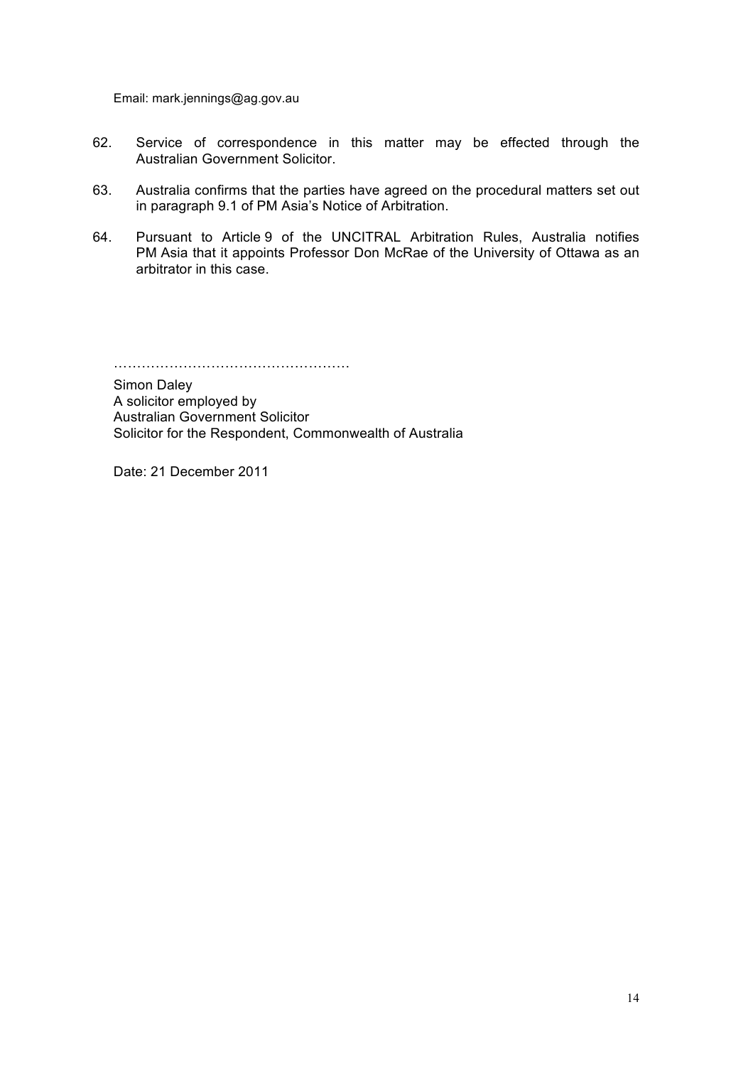Email: mark.jennings@ag.gov.au

62. Service of correspondence in this matter may be effected through the Australian Government Solicitor.

63. Australia confirms that the parties have agreed on the procedural matters set out in paragraph 9.1 of PM Asia's Notice of Arbitration.

64. Pursuant to Article 9 of the UNCITRAL Arbitration Rules, Australia notifies PM Asia that it appoints Professor Don McRae of the University of Ottawa as an arbitrator in this case.

……………………………………………

Simon Daley
A solicitor employed by
Australian Government Solicitor
Solicitor for the Respondent, Commonwealth of Australia

Date: 21 December 2011